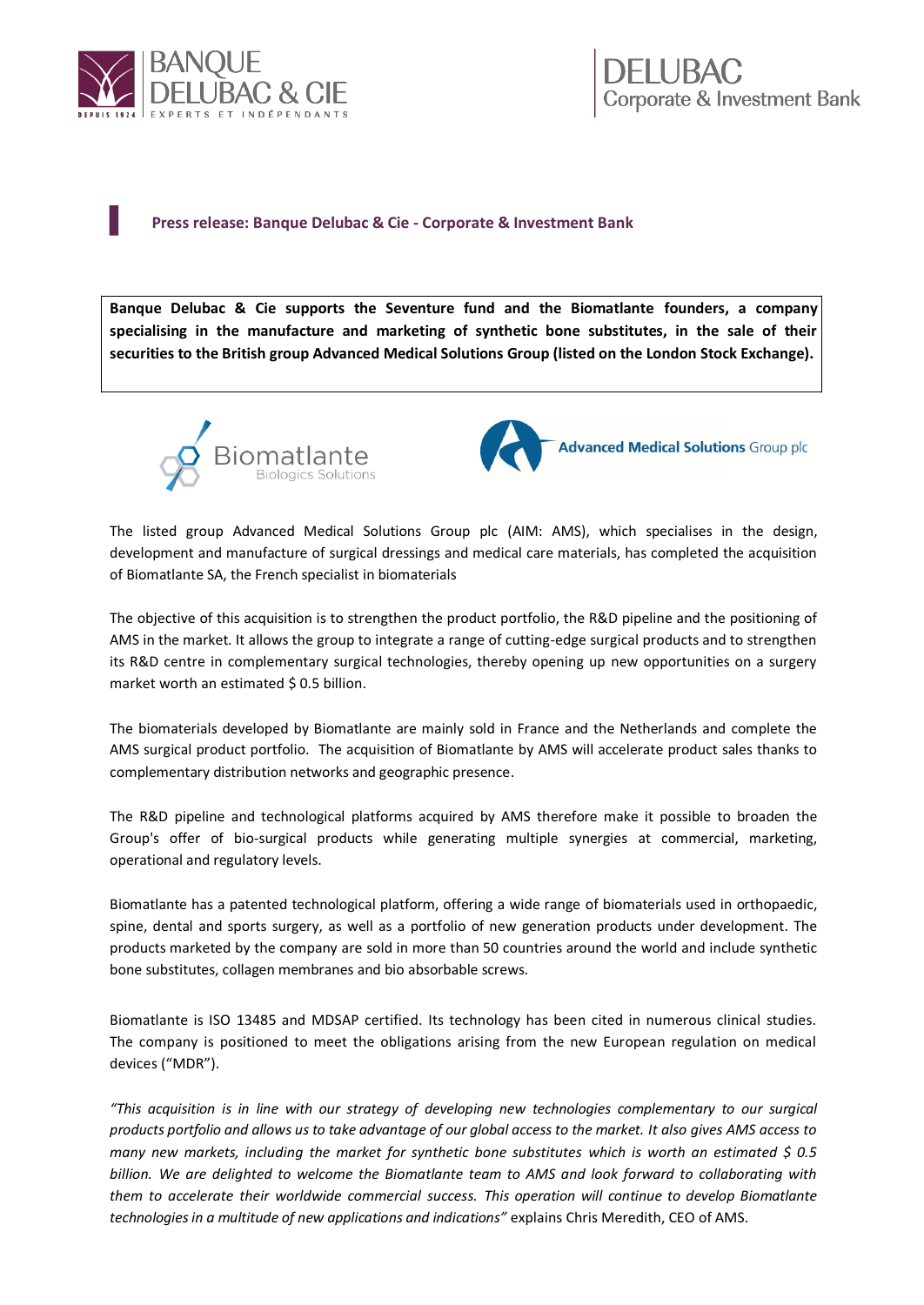## Press release: Banque Delubac & Cie - Corporate & Investment Bank

**Banque Delubac & Cie supports the Seventure fund and the Biomatlante founders, a company specialising in the manufacture and marketing of synthetic bone substitutes, in the sale of their securities to the British group Advanced Medical Solutions Group (listed on the London Stock Exchange).**

The listed group Advanced Medical Solutions Group plc (AIM: AMS), which specialises in the design, development and manufacture of surgical dressings and medical care materials, has completed the acquisition of Biomatlante SA, the French specialist in biomaterials

The objective of this acquisition is to strengthen the product portfolio, the R&D pipeline and the positioning of AMS in the market. It allows the group to integrate a range of cutting-edge surgical products and to strengthen its R&D centre in complementary surgical technologies, thereby opening up new opportunities on a surgery market worth an estimated $ 0.5 billion.

The biomaterials developed by Biomatlante are mainly sold in France and the Netherlands and complete the AMS surgical product portfolio. The acquisition of Biomatlante by AMS will accelerate product sales thanks to complementary distribution networks and geographic presence.

The R&D pipeline and technological platforms acquired by AMS therefore make it possible to broaden the Group's offer of bio-surgical products while generating multiple synergies at commercial, marketing, operational and regulatory levels.

Biomatlante has a patented technological platform, offering a wide range of biomaterials used in orthopaedic, spine, dental and sports surgery, as well as a portfolio of new generation products under development. The products marketed by the company are sold in more than 50 countries around the world and include synthetic bone substitutes, collagen membranes and bio absorbable screws.

Biomatlante is ISO 13485 and MDSAP certified. Its technology has been cited in numerous clinical studies. The company is positioned to meet the obligations arising from the new European regulation on medical devices ("MDR").

*"This acquisition is in line with our strategy of developing new technologies complementary to our surgical products portfolio and allows us to take advantage of our global access to the market. It also gives AMS access to many new markets, including the market for synthetic bone substitutes which is worth an estimated $ 0.5 billion. We are delighted to welcome the Biomatlante team to AMS and look forward to collaborating with them to accelerate their worldwide commercial success. This operation will continue to develop Biomatlante technologies in a multitude of new applications and indications"* explains Chris Meredith, CEO of AMS.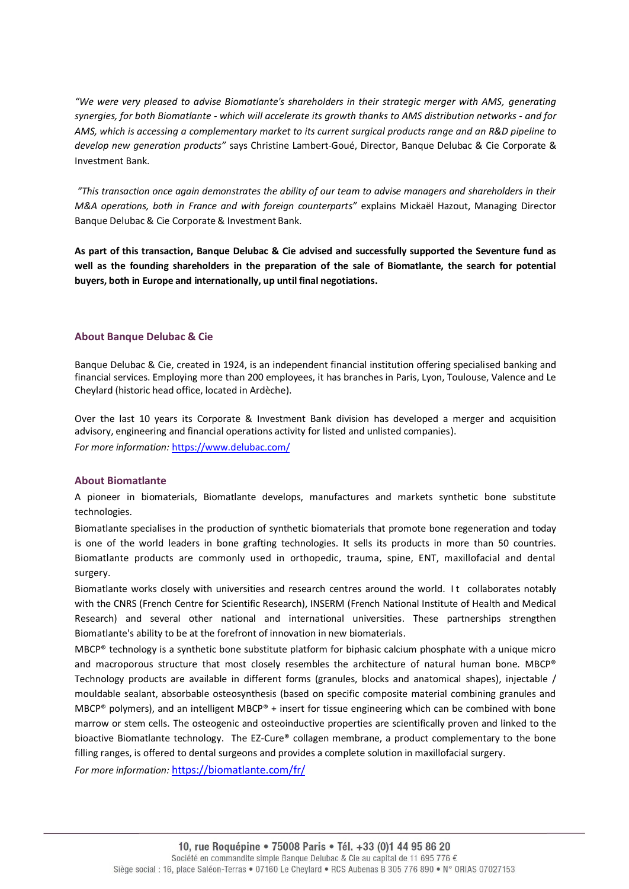*"We were very pleased to advise Biomatlante's shareholders in their strategic merger with AMS, generating synergies, for both Biomatlante - which will accelerate its growth thanks to AMS distribution networks - and for AMS, which is accessing a complementary market to its current surgical products range and an R&D pipeline to develop new generation products"* says Christine Lambert-Goué, Director, Banque Delubac & Cie Corporate & Investment Bank.

*"This transaction once again demonstrates the ability of our team to advise managers and shareholders in their M&A operations, both in France and with foreign counterparts"* explains Mickaël Hazout, Managing Director Banque Delubac & Cie Corporate & Investment Bank.

**As part of this transaction, Banque Delubac & Cie advised and successfully supported the Seventure fund as well as the founding shareholders in the preparation of the sale of Biomatlante, the search for potential buyers, both in Europe and internationally, up until final negotiations.**

## About Banque Delubac & Cie

Banque Delubac & Cie, created in 1924, is an independent financial institution offering specialised banking and financial services. Employing more than 200 employees, it has branches in Paris, Lyon, Toulouse, Valence and Le Cheylard (historic head office, located in Ardèche).

Over the last 10 years its Corporate & Investment Bank division has developed a merger and acquisition advisory, engineering and financial operations activity for listed and unlisted companies).

*For more information:* https://www.delubac.com/

## About Biomatlante

A pioneer in biomaterials, Biomatlante develops, manufactures and markets synthetic bone substitute technologies.

Biomatlante specialises in the production of synthetic biomaterials that promote bone regeneration and today is one of the world leaders in bone grafting technologies. It sells its products in more than 50 countries. Biomatlante products are commonly used in orthopedic, trauma, spine, ENT, maxillofacial and dental surgery.

Biomatlante works closely with universities and research centres around the world. It collaborates notably with the CNRS (French Centre for Scientific Research), INSERM (French National Institute of Health and Medical Research) and several other national and international universities. These partnerships strengthen Biomatlante's ability to be at the forefront of innovation in new biomaterials.

MBCP® technology is a synthetic bone substitute platform for biphasic calcium phosphate with a unique micro and macroporous structure that most closely resembles the architecture of natural human bone. MBCP® Technology products are available in different forms (granules, blocks and anatomical shapes), injectable / mouldable sealant, absorbable osteosynthesis (based on specific composite material combining granules and MBCP® polymers), and an intelligent MBCP® + insert for tissue engineering which can be combined with bone marrow or stem cells. The osteogenic and osteoinductive properties are scientifically proven and linked to the bioactive Biomatlante technology. The EZ-Cure® collagen membrane, a product complementary to the bone filling ranges, is offered to dental surgeons and provides a complete solution in maxillofacial surgery.

*For more information:* https://biomatlante.com/fr/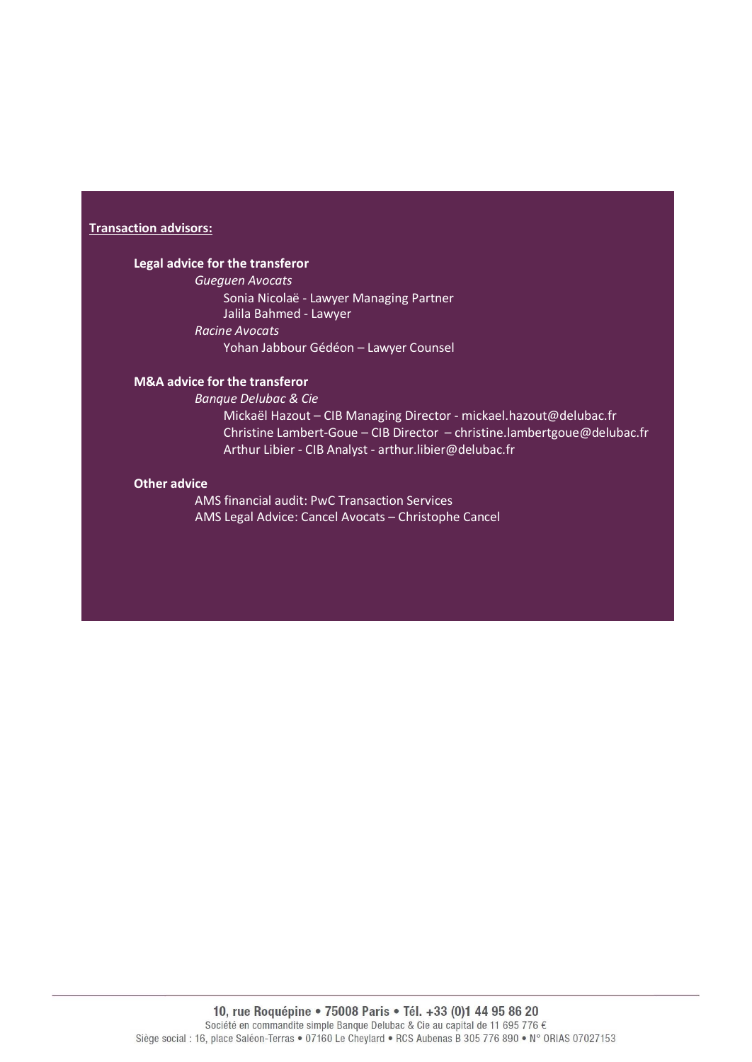**Transaction advisors:**

**Legal advice for the transferor**

*Gueguen Avocats*

Sonia Nicolaë - Lawyer Managing Partner
Jalila Bahmed - Lawyer

*Racine Avocats*

Yohan Jabbour Gédéon – Lawyer Counsel

**M&A advice for the transferor**

*Banque Delubac & Cie*

Mickaël Hazout – CIB Managing Director - mickael.hazout@delubac.fr
Christine Lambert-Goue – CIB Director – christine.lambertgoue@delubac.fr
Arthur Libier - CIB Analyst - arthur.libier@delubac.fr

**Other advice**

AMS financial audit: PwC Transaction Services
AMS Legal Advice: Cancel Avocats – Christophe Cancel